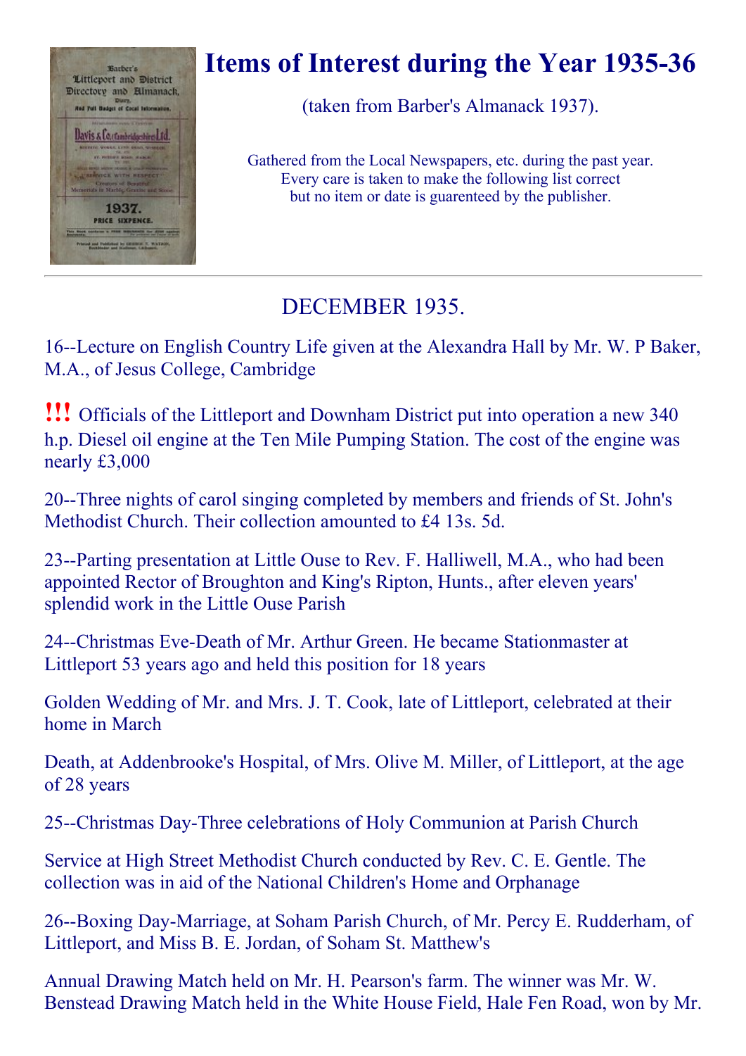# Items of Interest during the Year 1935-36

(taken from Barber's Almanack 1937).

Gathered from the Local Newspapers, etc. during the past year.
Every care is taken to make the following list correct
but no item or date is guarenteed by the publisher.

---

## DECEMBER 1935.

16--Lecture on English Country Life given at the Alexandra Hall by Mr. W. P Baker, M.A., of Jesus College, Cambridge

!!! Officials of the Littleport and Downham District put into operation a new 340 h.p. Diesel oil engine at the Ten Mile Pumping Station. The cost of the engine was nearly £3,000

20--Three nights of carol singing completed by members and friends of St. John's Methodist Church. Their collection amounted to £4 13s. 5d.

23--Parting presentation at Little Ouse to Rev. F. Halliwell, M.A., who had been appointed Rector of Broughton and King's Ripton, Hunts., after eleven years' splendid work in the Little Ouse Parish

24--Christmas Eve-Death of Mr. Arthur Green. He became Stationmaster at Littleport 53 years ago and held this position for 18 years

Golden Wedding of Mr. and Mrs. J. T. Cook, late of Littleport, celebrated at their home in March

Death, at Addenbrooke's Hospital, of Mrs. Olive M. Miller, of Littleport, at the age of 28 years

25--Christmas Day-Three celebrations of Holy Communion at Parish Church

Service at High Street Methodist Church conducted by Rev. C. E. Gentle. The collection was in aid of the National Children's Home and Orphanage

26--Boxing Day-Marriage, at Soham Parish Church, of Mr. Percy E. Rudderham, of Littleport, and Miss B. E. Jordan, of Soham St. Matthew's

Annual Drawing Match held on Mr. H. Pearson's farm. The winner was Mr. W. Benstead Drawing Match held in the White House Field, Hale Fen Road, won by Mr.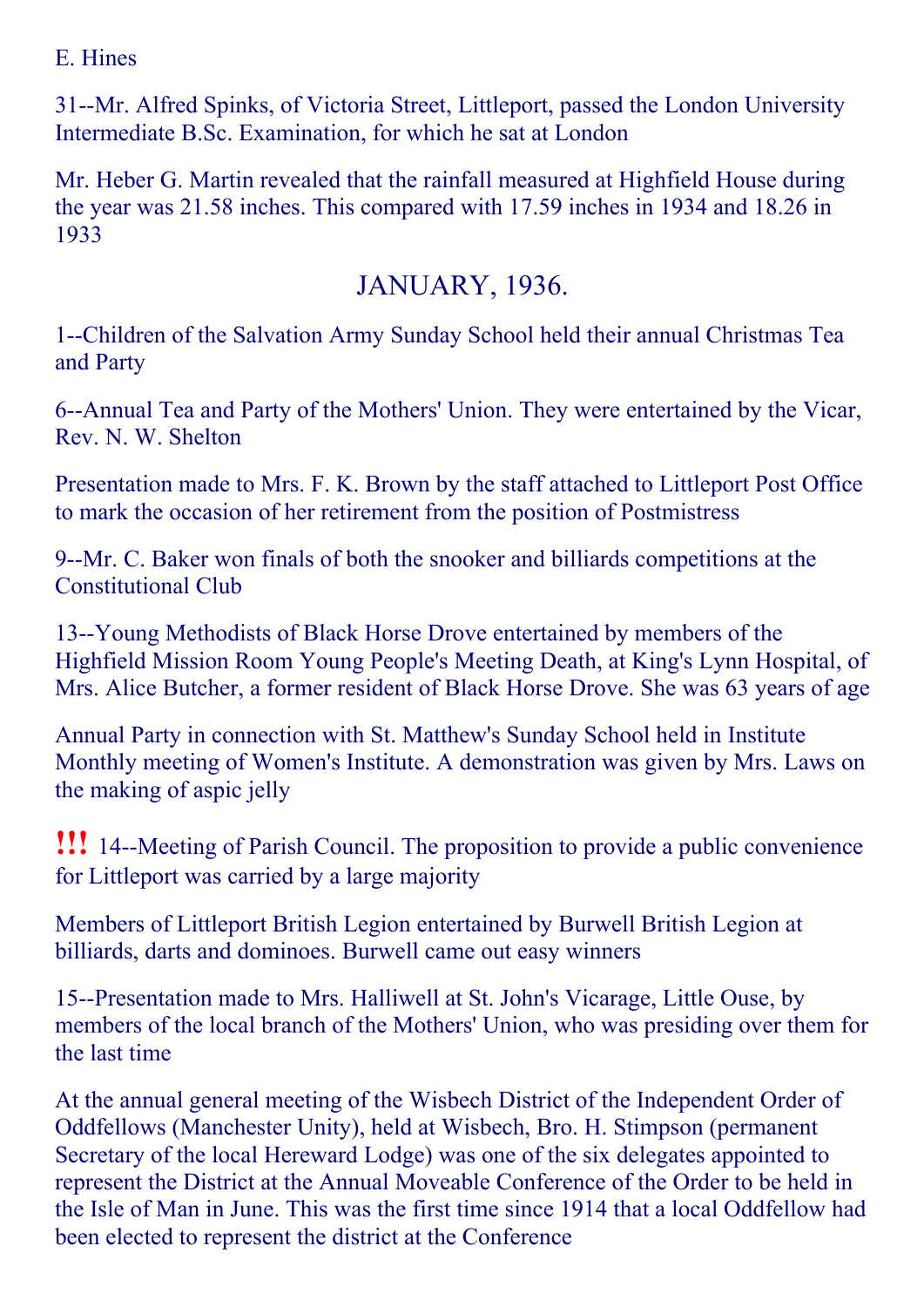E. Hines

31--Mr. Alfred Spinks, of Victoria Street, Littleport, passed the London University Intermediate B.Sc. Examination, for which he sat at London

Mr. Heber G. Martin revealed that the rainfall measured at Highfield House during the year was 21.58 inches. This compared with 17.59 inches in 1934 and 18.26 in 1933

## JANUARY, 1936.

1--Children of the Salvation Army Sunday School held their annual Christmas Tea and Party

6--Annual Tea and Party of the Mothers' Union. They were entertained by the Vicar, Rev. N. W. Shelton

Presentation made to Mrs. F. K. Brown by the staff attached to Littleport Post Office to mark the occasion of her retirement from the position of Postmistress

9--Mr. C. Baker won finals of both the snooker and billiards competitions at the Constitutional Club

13--Young Methodists of Black Horse Drove entertained by members of the Highfield Mission Room Young People's Meeting Death, at King's Lynn Hospital, of Mrs. Alice Butcher, a former resident of Black Horse Drove. She was 63 years of age

Annual Party in connection with St. Matthew's Sunday School held in Institute Monthly meeting of Women's Institute. A demonstration was given by Mrs. Laws on the making of aspic jelly

**!!!** 14--Meeting of Parish Council. The proposition to provide a public convenience for Littleport was carried by a large majority

Members of Littleport British Legion entertained by Burwell British Legion at billiards, darts and dominoes. Burwell came out easy winners

15--Presentation made to Mrs. Halliwell at St. John's Vicarage, Little Ouse, by members of the local branch of the Mothers' Union, who was presiding over them for the last time

At the annual general meeting of the Wisbech District of the Independent Order of Oddfellows (Manchester Unity), held at Wisbech, Bro. H. Stimpson (permanent Secretary of the local Hereward Lodge) was one of the six delegates appointed to represent the District at the Annual Moveable Conference of the Order to be held in the Isle of Man in June. This was the first time since 1914 that a local Oddfellow had been elected to represent the district at the Conference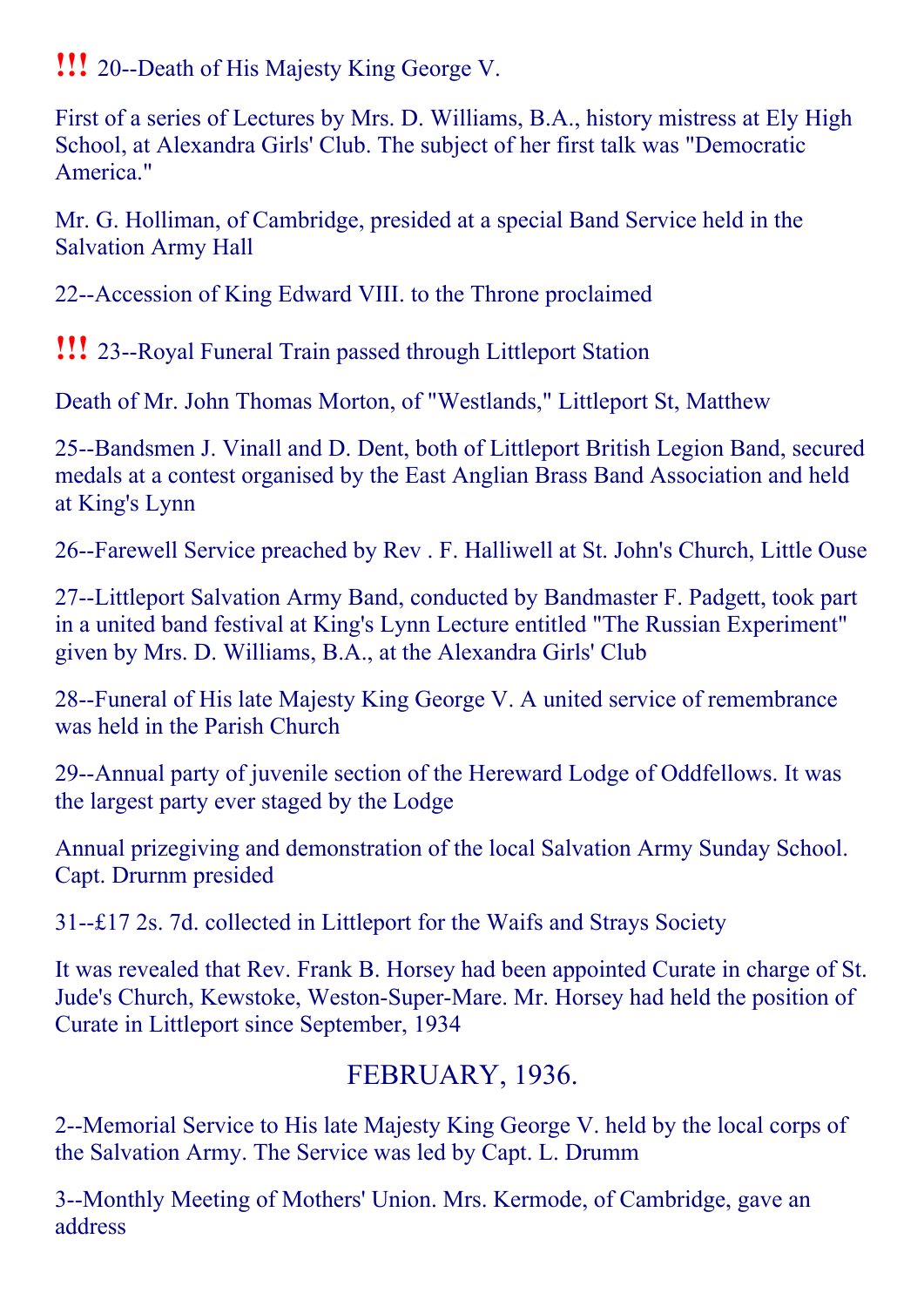!!! 20--Death of His Majesty King George V.

First of a series of Lectures by Mrs. D. Williams, B.A., history mistress at Ely High School, at Alexandra Girls' Club. The subject of her first talk was "Democratic America."

Mr. G. Holliman, of Cambridge, presided at a special Band Service held in the Salvation Army Hall

22--Accession of King Edward VIII. to the Throne proclaimed

!!! 23--Royal Funeral Train passed through Littleport Station

Death of Mr. John Thomas Morton, of "Westlands," Littleport St, Matthew

25--Bandsmen J. Vinall and D. Dent, both of Littleport British Legion Band, secured medals at a contest organised by the East Anglian Brass Band Association and held at King's Lynn

26--Farewell Service preached by Rev . F. Halliwell at St. John's Church, Little Ouse

27--Littleport Salvation Army Band, conducted by Bandmaster F. Padgett, took part in a united band festival at King's Lynn Lecture entitled "The Russian Experiment" given by Mrs. D. Williams, B.A., at the Alexandra Girls' Club

28--Funeral of His late Majesty King George V. A united service of remembrance was held in the Parish Church

29--Annual party of juvenile section of the Hereward Lodge of Oddfellows. It was the largest party ever staged by the Lodge

Annual prizegiving and demonstration of the local Salvation Army Sunday School. Capt. Drurnm presided

31--£17 2s. 7d. collected in Littleport for the Waifs and Strays Society

It was revealed that Rev. Frank B. Horsey had been appointed Curate in charge of St. Jude's Church, Kewstoke, Weston-Super-Mare. Mr. Horsey had held the position of Curate in Littleport since September, 1934

## FEBRUARY, 1936.

2--Memorial Service to His late Majesty King George V. held by the local corps of the Salvation Army. The Service was led by Capt. L. Drumm

3--Monthly Meeting of Mothers' Union. Mrs. Kermode, of Cambridge, gave an address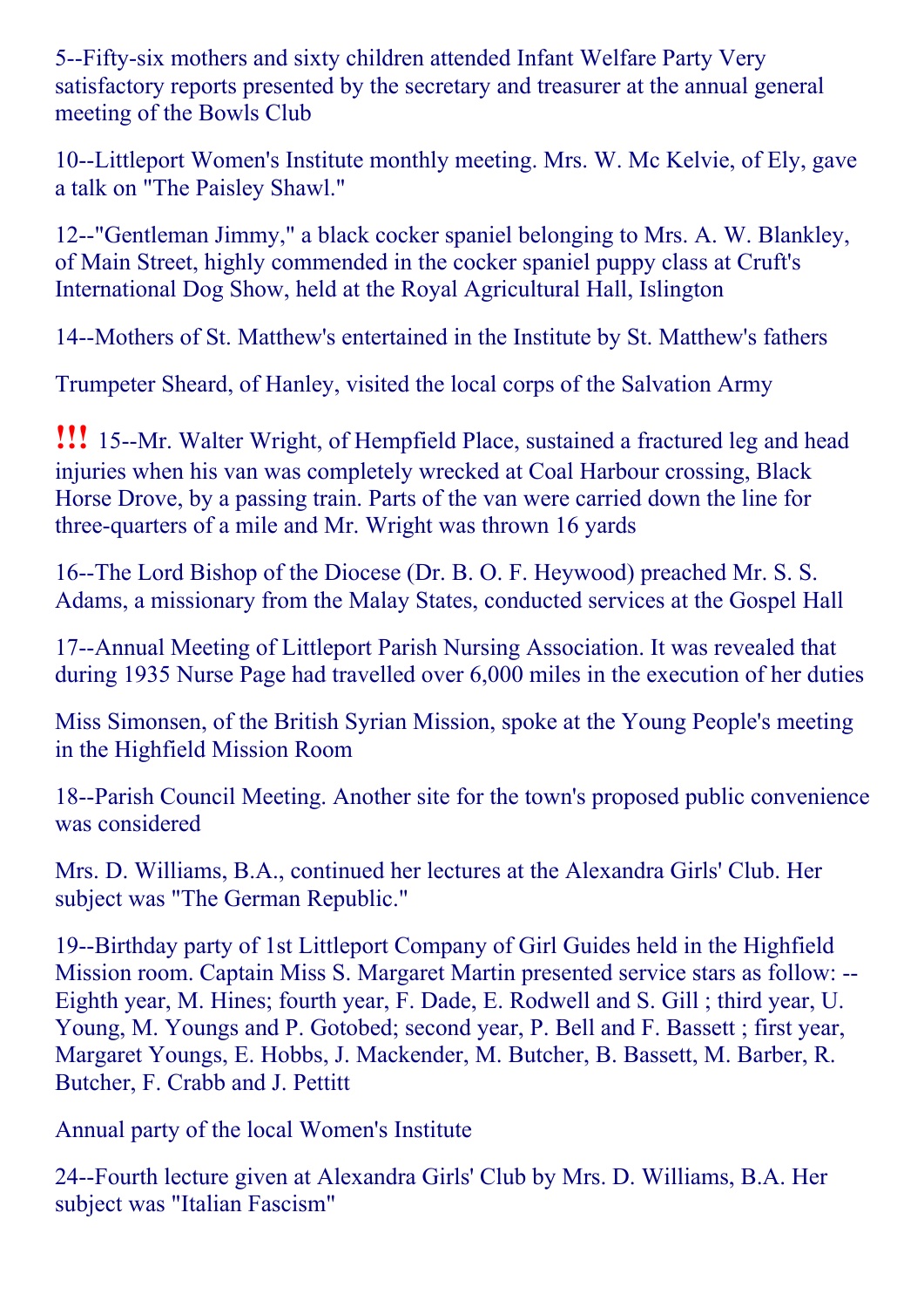5--Fifty-six mothers and sixty children attended Infant Welfare Party Very satisfactory reports presented by the secretary and treasurer at the annual general meeting of the Bowls Club

10--Littleport Women's Institute monthly meeting. Mrs. W. Mc Kelvie, of Ely, gave a talk on "The Paisley Shawl."

12--"Gentleman Jimmy," a black cocker spaniel belonging to Mrs. A. W. Blankley, of Main Street, highly commended in the cocker spaniel puppy class at Cruft's International Dog Show, held at the Royal Agricultural Hall, Islington

14--Mothers of St. Matthew's entertained in the Institute by St. Matthew's fathers

Trumpeter Sheard, of Hanley, visited the local corps of the Salvation Army

**!!!** 15--Mr. Walter Wright, of Hempfield Place, sustained a fractured leg and head injuries when his van was completely wrecked at Coal Harbour crossing, Black Horse Drove, by a passing train. Parts of the van were carried down the line for three-quarters of a mile and Mr. Wright was thrown 16 yards

16--The Lord Bishop of the Diocese (Dr. B. O. F. Heywood) preached Mr. S. S. Adams, a missionary from the Malay States, conducted services at the Gospel Hall

17--Annual Meeting of Littleport Parish Nursing Association. It was revealed that during 1935 Nurse Page had travelled over 6,000 miles in the execution of her duties

Miss Simonsen, of the British Syrian Mission, spoke at the Young People's meeting in the Highfield Mission Room

18--Parish Council Meeting. Another site for the town's proposed public convenience was considered

Mrs. D. Williams, B.A., continued her lectures at the Alexandra Girls' Club. Her subject was "The German Republic."

19--Birthday party of 1st Littleport Company of Girl Guides held in the Highfield Mission room. Captain Miss S. Margaret Martin presented service stars as follow: --Eighth year, M. Hines; fourth year, F. Dade, E. Rodwell and S. Gill ; third year, U. Young, M. Youngs and P. Gotobed; second year, P. Bell and F. Bassett ; first year, Margaret Youngs, E. Hobbs, J. Mackender, M. Butcher, B. Bassett, M. Barber, R. Butcher, F. Crabb and J. Pettitt

Annual party of the local Women's Institute

24--Fourth lecture given at Alexandra Girls' Club by Mrs. D. Williams, B.A. Her subject was "Italian Fascism"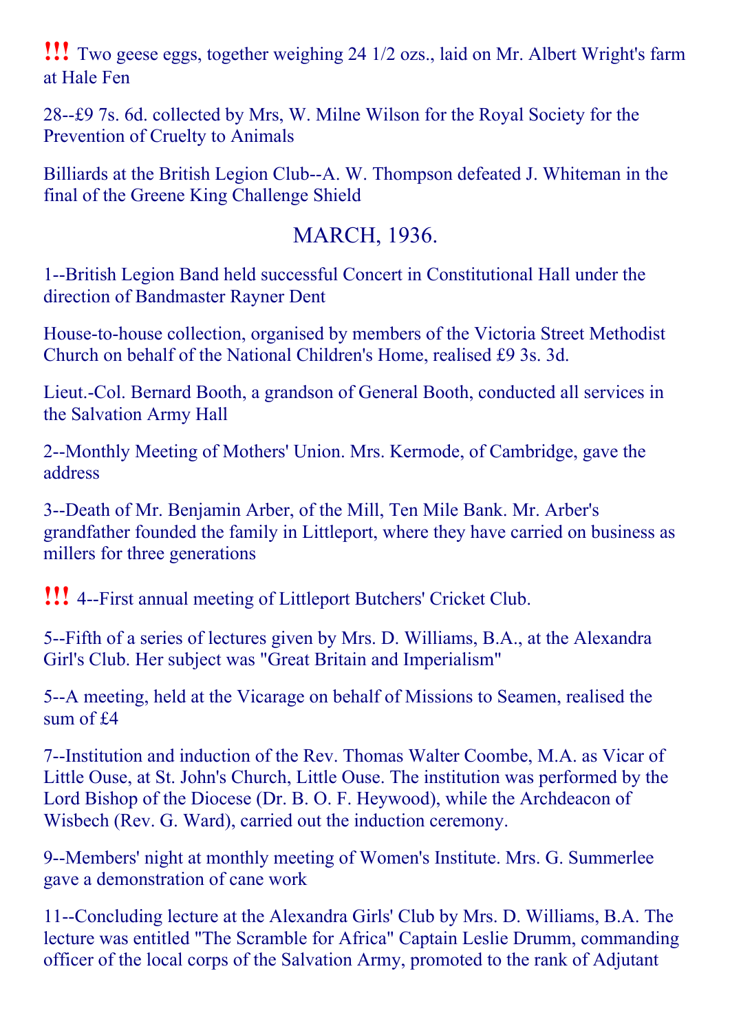**!!!** Two geese eggs, together weighing 24 1/2 ozs., laid on Mr. Albert Wright's farm at Hale Fen

28--£9 7s. 6d. collected by Mrs, W. Milne Wilson for the Royal Society for the Prevention of Cruelty to Animals

Billiards at the British Legion Club--A. W. Thompson defeated J. Whiteman in the final of the Greene King Challenge Shield

## MARCH, 1936.

1--British Legion Band held successful Concert in Constitutional Hall under the direction of Bandmaster Rayner Dent

House-to-house collection, organised by members of the Victoria Street Methodist Church on behalf of the National Children's Home, realised £9 3s. 3d.

Lieut.-Col. Bernard Booth, a grandson of General Booth, conducted all services in the Salvation Army Hall

2--Monthly Meeting of Mothers' Union. Mrs. Kermode, of Cambridge, gave the address

3--Death of Mr. Benjamin Arber, of the Mill, Ten Mile Bank. Mr. Arber's grandfather founded the family in Littleport, where they have carried on business as millers for three generations

**!!!** 4--First annual meeting of Littleport Butchers' Cricket Club.

5--Fifth of a series of lectures given by Mrs. D. Williams, B.A., at the Alexandra Girl's Club. Her subject was "Great Britain and Imperialism"

5--A meeting, held at the Vicarage on behalf of Missions to Seamen, realised the sum of £4

7--Institution and induction of the Rev. Thomas Walter Coombe, M.A. as Vicar of Little Ouse, at St. John's Church, Little Ouse. The institution was performed by the Lord Bishop of the Diocese (Dr. B. O. F. Heywood), while the Archdeacon of Wisbech (Rev. G. Ward), carried out the induction ceremony.

9--Members' night at monthly meeting of Women's Institute. Mrs. G. Summerlee gave a demonstration of cane work

11--Concluding lecture at the Alexandra Girls' Club by Mrs. D. Williams, B.A. The lecture was entitled "The Scramble for Africa" Captain Leslie Drumm, commanding officer of the local corps of the Salvation Army, promoted to the rank of Adjutant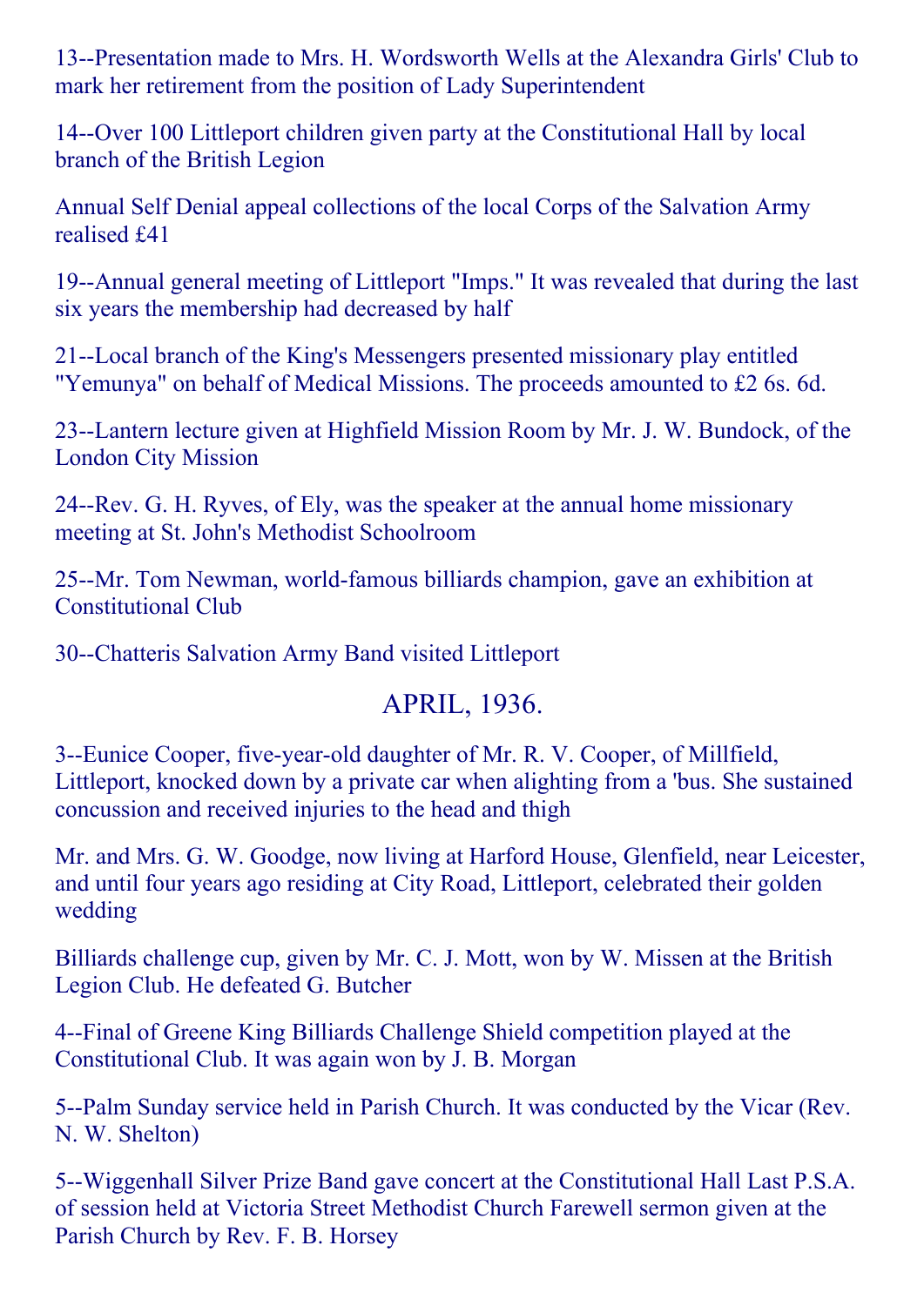13--Presentation made to Mrs. H. Wordsworth Wells at the Alexandra Girls' Club to mark her retirement from the position of Lady Superintendent

14--Over 100 Littleport children given party at the Constitutional Hall by local branch of the British Legion

Annual Self Denial appeal collections of the local Corps of the Salvation Army realised £41

19--Annual general meeting of Littleport "Imps." It was revealed that during the last six years the membership had decreased by half

21--Local branch of the King's Messengers presented missionary play entitled "Yemunya" on behalf of Medical Missions. The proceeds amounted to £2 6s. 6d.

23--Lantern lecture given at Highfield Mission Room by Mr. J. W. Bundock, of the London City Mission

24--Rev. G. H. Ryves, of Ely, was the speaker at the annual home missionary meeting at St. John's Methodist Schoolroom

25--Mr. Tom Newman, world-famous billiards champion, gave an exhibition at Constitutional Club

30--Chatteris Salvation Army Band visited Littleport

## APRIL, 1936.

3--Eunice Cooper, five-year-old daughter of Mr. R. V. Cooper, of Millfield, Littleport, knocked down by a private car when alighting from a 'bus. She sustained concussion and received injuries to the head and thigh

Mr. and Mrs. G. W. Goodge, now living at Harford House, Glenfield, near Leicester, and until four years ago residing at City Road, Littleport, celebrated their golden wedding

Billiards challenge cup, given by Mr. C. J. Mott, won by W. Missen at the British Legion Club. He defeated G. Butcher

4--Final of Greene King Billiards Challenge Shield competition played at the Constitutional Club. It was again won by J. B. Morgan

5--Palm Sunday service held in Parish Church. It was conducted by the Vicar (Rev. N. W. Shelton)

5--Wiggenhall Silver Prize Band gave concert at the Constitutional Hall Last P.S.A. of session held at Victoria Street Methodist Church Farewell sermon given at the Parish Church by Rev. F. B. Horsey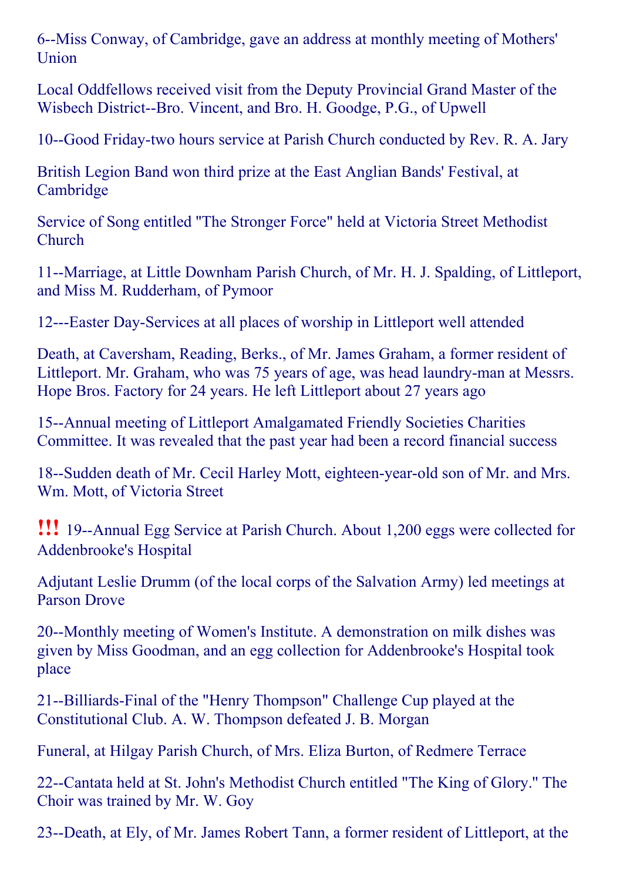6--Miss Conway, of Cambridge, gave an address at monthly meeting of Mothers' Union

Local Oddfellows received visit from the Deputy Provincial Grand Master of the Wisbech District--Bro. Vincent, and Bro. H. Goodge, P.G., of Upwell

10--Good Friday-two hours service at Parish Church conducted by Rev. R. A. Jary

British Legion Band won third prize at the East Anglian Bands' Festival, at Cambridge

Service of Song entitled "The Stronger Force" held at Victoria Street Methodist Church

11--Marriage, at Little Downham Parish Church, of Mr. H. J. Spalding, of Littleport, and Miss M. Rudderham, of Pymoor

12---Easter Day-Services at all places of worship in Littleport well attended

Death, at Caversham, Reading, Berks., of Mr. James Graham, a former resident of Littleport. Mr. Graham, who was 75 years of age, was head laundry-man at Messrs. Hope Bros. Factory for 24 years. He left Littleport about 27 years ago

15--Annual meeting of Littleport Amalgamated Friendly Societies Charities Committee. It was revealed that the past year had been a record financial success

18--Sudden death of Mr. Cecil Harley Mott, eighteen-year-old son of Mr. and Mrs. Wm. Mott, of Victoria Street

!!! 19--Annual Egg Service at Parish Church. About 1,200 eggs were collected for Addenbrooke's Hospital

Adjutant Leslie Drumm (of the local corps of the Salvation Army) led meetings at Parson Drove

20--Monthly meeting of Women's Institute. A demonstration on milk dishes was given by Miss Goodman, and an egg collection for Addenbrooke's Hospital took place

21--Billiards-Final of the "Henry Thompson" Challenge Cup played at the Constitutional Club. A. W. Thompson defeated J. B. Morgan

Funeral, at Hilgay Parish Church, of Mrs. Eliza Burton, of Redmere Terrace

22--Cantata held at St. John's Methodist Church entitled "The King of Glory." The Choir was trained by Mr. W. Goy

23--Death, at Ely, of Mr. James Robert Tann, a former resident of Littleport, at the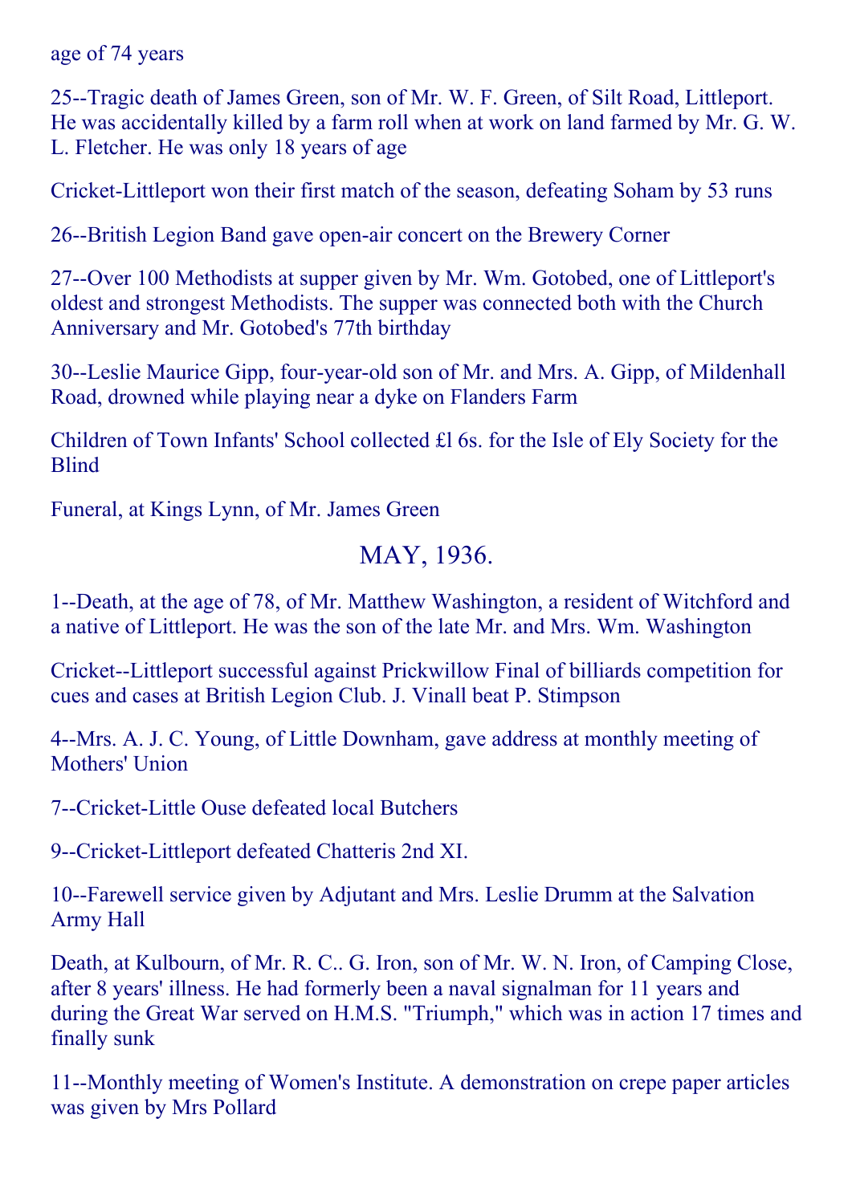age of 74 years

25--Tragic death of James Green, son of Mr. W. F. Green, of Silt Road, Littleport. He was accidentally killed by a farm roll when at work on land farmed by Mr. G. W. L. Fletcher. He was only 18 years of age

Cricket-Littleport won their first match of the season, defeating Soham by 53 runs

26--British Legion Band gave open-air concert on the Brewery Corner

27--Over 100 Methodists at supper given by Mr. Wm. Gotobed, one of Littleport's oldest and strongest Methodists. The supper was connected both with the Church Anniversary and Mr. Gotobed's 77th birthday

30--Leslie Maurice Gipp, four-year-old son of Mr. and Mrs. A. Gipp, of Mildenhall Road, drowned while playing near a dyke on Flanders Farm

Children of Town Infants' School collected £l 6s. for the Isle of Ely Society for the Blind

Funeral, at Kings Lynn, of Mr. James Green

## MAY, 1936.

1--Death, at the age of 78, of Mr. Matthew Washington, a resident of Witchford and a native of Littleport. He was the son of the late Mr. and Mrs. Wm. Washington

Cricket--Littleport successful against Prickwillow Final of billiards competition for cues and cases at British Legion Club. J. Vinall beat P. Stimpson

4--Mrs. A. J. C. Young, of Little Downham, gave address at monthly meeting of Mothers' Union

7--Cricket-Little Ouse defeated local Butchers

9--Cricket-Littleport defeated Chatteris 2nd XI.

10--Farewell service given by Adjutant and Mrs. Leslie Drumm at the Salvation Army Hall

Death, at Kulbourn, of Mr. R. C.. G. Iron, son of Mr. W. N. Iron, of Camping Close, after 8 years' illness. He had formerly been a naval signalman for 11 years and during the Great War served on H.M.S. "Triumph," which was in action 17 times and finally sunk

11--Monthly meeting of Women's Institute. A demonstration on crepe paper articles was given by Mrs Pollard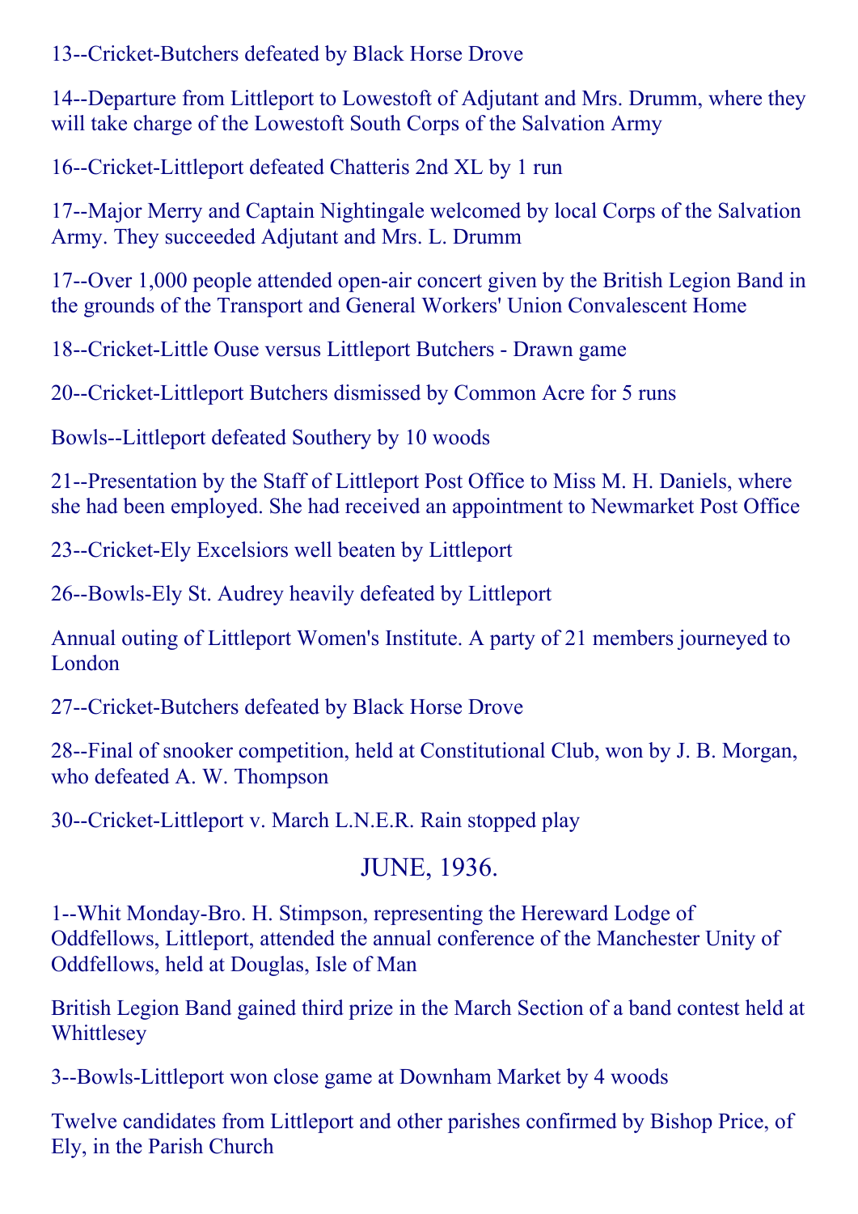13--Cricket-Butchers defeated by Black Horse Drove

14--Departure from Littleport to Lowestoft of Adjutant and Mrs. Drumm, where they will take charge of the Lowestoft South Corps of the Salvation Army

16--Cricket-Littleport defeated Chatteris 2nd XL by 1 run

17--Major Merry and Captain Nightingale welcomed by local Corps of the Salvation Army. They succeeded Adjutant and Mrs. L. Drumm

17--Over 1,000 people attended open-air concert given by the British Legion Band in the grounds of the Transport and General Workers' Union Convalescent Home

18--Cricket-Little Ouse versus Littleport Butchers - Drawn game

20--Cricket-Littleport Butchers dismissed by Common Acre for 5 runs

Bowls--Littleport defeated Southery by 10 woods

21--Presentation by the Staff of Littleport Post Office to Miss M. H. Daniels, where she had been employed. She had received an appointment to Newmarket Post Office

23--Cricket-Ely Excelsiors well beaten by Littleport

26--Bowls-Ely St. Audrey heavily defeated by Littleport

Annual outing of Littleport Women's Institute. A party of 21 members journeyed to London

27--Cricket-Butchers defeated by Black Horse Drove

28--Final of snooker competition, held at Constitutional Club, won by J. B. Morgan, who defeated A. W. Thompson

30--Cricket-Littleport v. March L.N.E.R. Rain stopped play

## JUNE, 1936.

1--Whit Monday-Bro. H. Stimpson, representing the Hereward Lodge of Oddfellows, Littleport, attended the annual conference of the Manchester Unity of Oddfellows, held at Douglas, Isle of Man

British Legion Band gained third prize in the March Section of a band contest held at Whittlesey

3--Bowls-Littleport won close game at Downham Market by 4 woods

Twelve candidates from Littleport and other parishes confirmed by Bishop Price, of Ely, in the Parish Church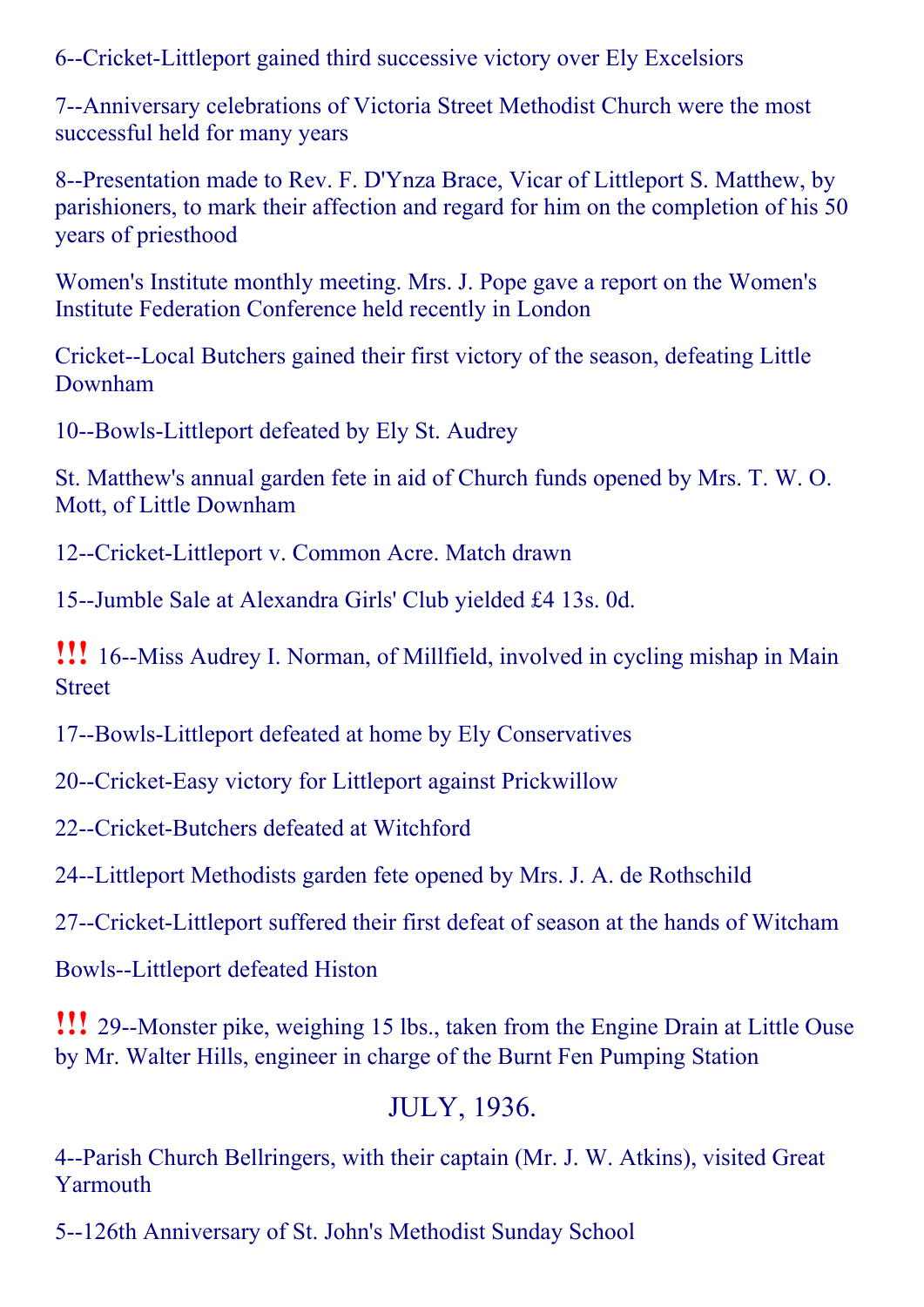6--Cricket-Littleport gained third successive victory over Ely Excelsiors

7--Anniversary celebrations of Victoria Street Methodist Church were the most successful held for many years

8--Presentation made to Rev. F. D'Ynza Brace, Vicar of Littleport S. Matthew, by parishioners, to mark their affection and regard for him on the completion of his 50 years of priesthood

Women's Institute monthly meeting. Mrs. J. Pope gave a report on the Women's Institute Federation Conference held recently in London

Cricket--Local Butchers gained their first victory of the season, defeating Little Downham

10--Bowls-Littleport defeated by Ely St. Audrey

St. Matthew's annual garden fete in aid of Church funds opened by Mrs. T. W. O. Mott, of Little Downham

12--Cricket-Littleport v. Common Acre. Match drawn

15--Jumble Sale at Alexandra Girls' Club yielded £4 13s. 0d.

!!! 16--Miss Audrey I. Norman, of Millfield, involved in cycling mishap in Main Street

17--Bowls-Littleport defeated at home by Ely Conservatives

20--Cricket-Easy victory for Littleport against Prickwillow

22--Cricket-Butchers defeated at Witchford

24--Littleport Methodists garden fete opened by Mrs. J. A. de Rothschild

27--Cricket-Littleport suffered their first defeat of season at the hands of Witcham

Bowls--Littleport defeated Histon

!!! 29--Monster pike, weighing 15 lbs., taken from the Engine Drain at Little Ouse by Mr. Walter Hills, engineer in charge of the Burnt Fen Pumping Station

## JULY, 1936.

4--Parish Church Bellringers, with their captain (Mr. J. W. Atkins), visited Great Yarmouth

5--126th Anniversary of St. John's Methodist Sunday School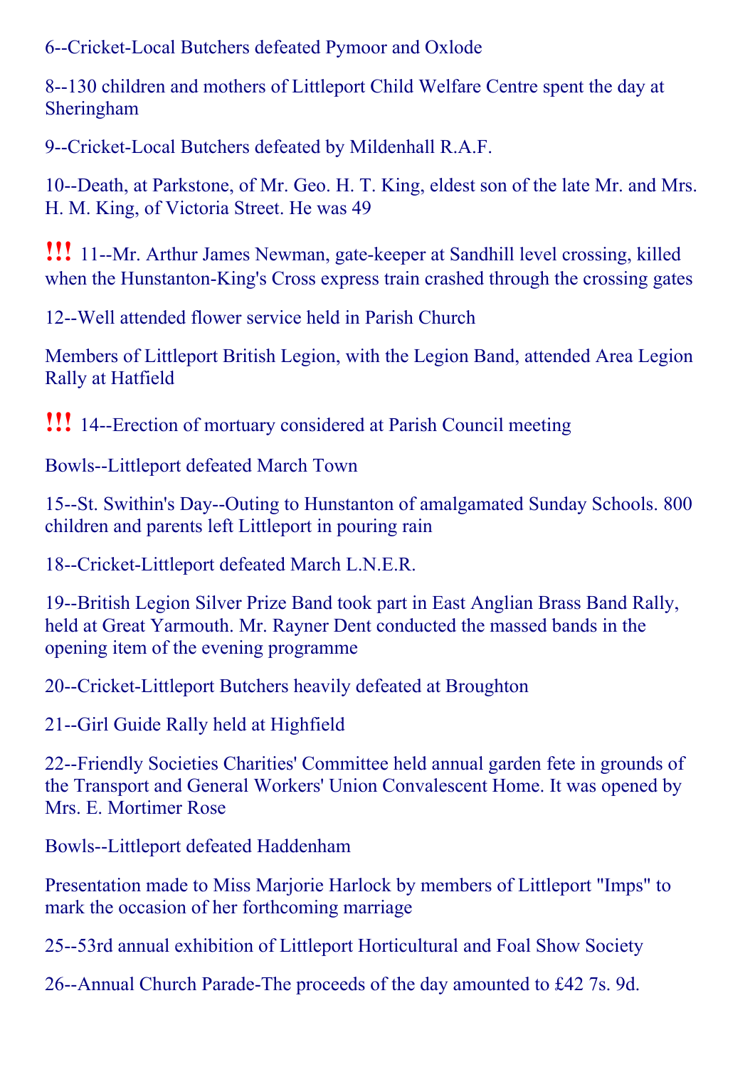6--Cricket-Local Butchers defeated Pymoor and Oxlode

8--130 children and mothers of Littleport Child Welfare Centre spent the day at Sheringham

9--Cricket-Local Butchers defeated by Mildenhall R.A.F.

10--Death, at Parkstone, of Mr. Geo. H. T. King, eldest son of the late Mr. and Mrs. H. M. King, of Victoria Street. He was 49

!!! 11--Mr. Arthur James Newman, gate-keeper at Sandhill level crossing, killed when the Hunstanton-King's Cross express train crashed through the crossing gates

12--Well attended flower service held in Parish Church

Members of Littleport British Legion, with the Legion Band, attended Area Legion Rally at Hatfield

!!! 14--Erection of mortuary considered at Parish Council meeting

Bowls--Littleport defeated March Town

15--St. Swithin's Day--Outing to Hunstanton of amalgamated Sunday Schools. 800 children and parents left Littleport in pouring rain

18--Cricket-Littleport defeated March L.N.E.R.

19--British Legion Silver Prize Band took part in East Anglian Brass Band Rally, held at Great Yarmouth. Mr. Rayner Dent conducted the massed bands in the opening item of the evening programme

20--Cricket-Littleport Butchers heavily defeated at Broughton

21--Girl Guide Rally held at Highfield

22--Friendly Societies Charities' Committee held annual garden fete in grounds of the Transport and General Workers' Union Convalescent Home. It was opened by Mrs. E. Mortimer Rose

Bowls--Littleport defeated Haddenham

Presentation made to Miss Marjorie Harlock by members of Littleport "Imps" to mark the occasion of her forthcoming marriage

25--53rd annual exhibition of Littleport Horticultural and Foal Show Society

26--Annual Church Parade-The proceeds of the day amounted to £42 7s. 9d.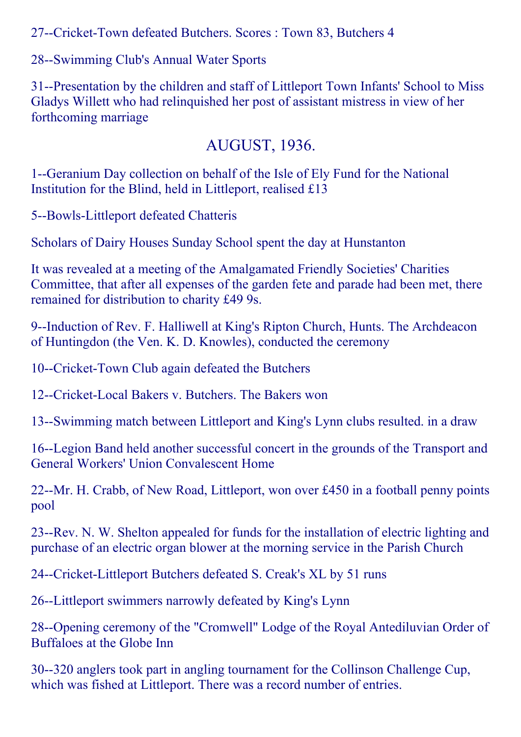27--Cricket-Town defeated Butchers. Scores : Town 83, Butchers 4

28--Swimming Club's Annual Water Sports

31--Presentation by the children and staff of Littleport Town Infants' School to Miss Gladys Willett who had relinquished her post of assistant mistress in view of her forthcoming marriage

## AUGUST, 1936.

1--Geranium Day collection on behalf of the Isle of Ely Fund for the National Institution for the Blind, held in Littleport, realised £13

5--Bowls-Littleport defeated Chatteris

Scholars of Dairy Houses Sunday School spent the day at Hunstanton

It was revealed at a meeting of the Amalgamated Friendly Societies' Charities Committee, that after all expenses of the garden fete and parade had been met, there remained for distribution to charity £49 9s.

9--Induction of Rev. F. Halliwell at King's Ripton Church, Hunts. The Archdeacon of Huntingdon (the Ven. K. D. Knowles), conducted the ceremony

10--Cricket-Town Club again defeated the Butchers

12--Cricket-Local Bakers v. Butchers. The Bakers won

13--Swimming match between Littleport and King's Lynn clubs resulted. in a draw

16--Legion Band held another successful concert in the grounds of the Transport and General Workers' Union Convalescent Home

22--Mr. H. Crabb, of New Road, Littleport, won over £450 in a football penny points pool

23--Rev. N. W. Shelton appealed for funds for the installation of electric lighting and purchase of an electric organ blower at the morning service in the Parish Church

24--Cricket-Littleport Butchers defeated S. Creak's XL by 51 runs

26--Littleport swimmers narrowly defeated by King's Lynn

28--Opening ceremony of the "Cromwell" Lodge of the Royal Antediluvian Order of Buffaloes at the Globe Inn

30--320 anglers took part in angling tournament for the Collinson Challenge Cup, which was fished at Littleport. There was a record number of entries.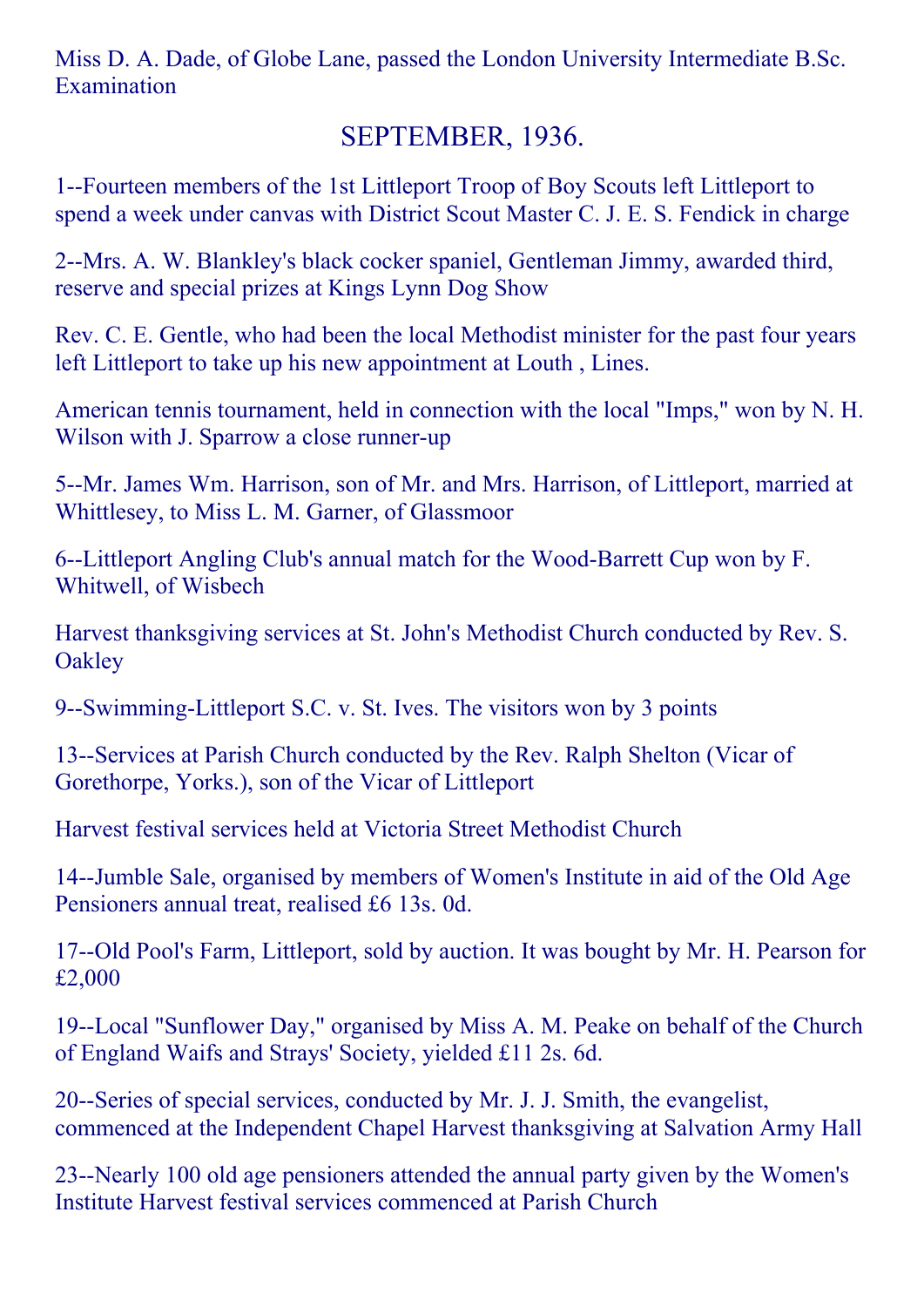Miss D. A. Dade, of Globe Lane, passed the London University Intermediate B.Sc. Examination

## SEPTEMBER, 1936.

1--Fourteen members of the 1st Littleport Troop of Boy Scouts left Littleport to spend a week under canvas with District Scout Master C. J. E. S. Fendick in charge

2--Mrs. A. W. Blankley's black cocker spaniel, Gentleman Jimmy, awarded third, reserve and special prizes at Kings Lynn Dog Show

Rev. C. E. Gentle, who had been the local Methodist minister for the past four years left Littleport to take up his new appointment at Louth , Lines.

American tennis tournament, held in connection with the local "Imps," won by N. H. Wilson with J. Sparrow a close runner-up

5--Mr. James Wm. Harrison, son of Mr. and Mrs. Harrison, of Littleport, married at Whittlesey, to Miss L. M. Garner, of Glassmoor

6--Littleport Angling Club's annual match for the Wood-Barrett Cup won by F. Whitwell, of Wisbech

Harvest thanksgiving services at St. John's Methodist Church conducted by Rev. S. Oakley

9--Swimming-Littleport S.C. v. St. Ives. The visitors won by 3 points

13--Services at Parish Church conducted by the Rev. Ralph Shelton (Vicar of Gorethorpe, Yorks.), son of the Vicar of Littleport

Harvest festival services held at Victoria Street Methodist Church

14--Jumble Sale, organised by members of Women's Institute in aid of the Old Age Pensioners annual treat, realised £6 13s. 0d.

17--Old Pool's Farm, Littleport, sold by auction. It was bought by Mr. H. Pearson for £2,000

19--Local "Sunflower Day," organised by Miss A. M. Peake on behalf of the Church of England Waifs and Strays' Society, yielded £11 2s. 6d.

20--Series of special services, conducted by Mr. J. J. Smith, the evangelist, commenced at the Independent Chapel Harvest thanksgiving at Salvation Army Hall

23--Nearly 100 old age pensioners attended the annual party given by the Women's Institute Harvest festival services commenced at Parish Church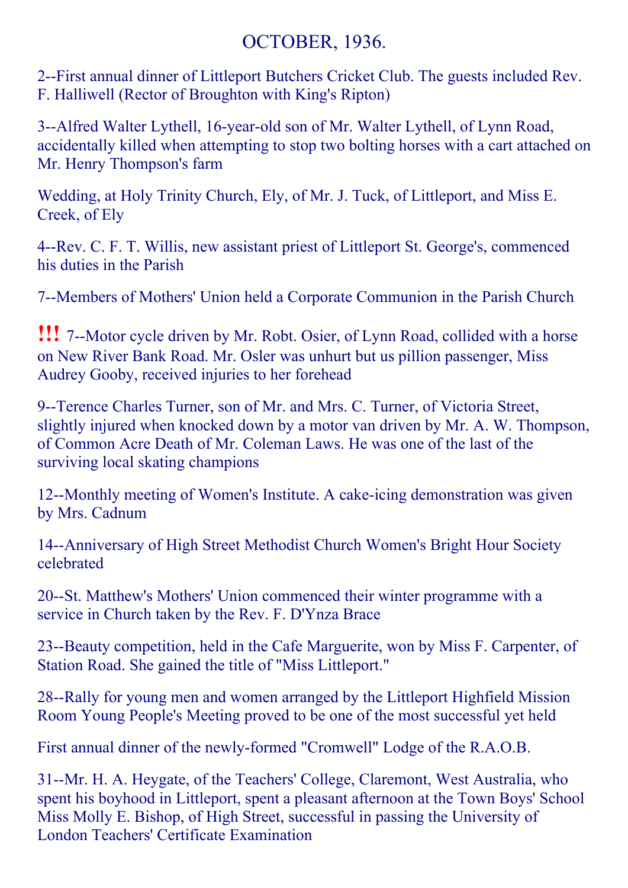# OCTOBER, 1936.

2--First annual dinner of Littleport Butchers Cricket Club. The guests included Rev. F. Halliwell (Rector of Broughton with King's Ripton)

3--Alfred Walter Lythell, 16-year-old son of Mr. Walter Lythell, of Lynn Road, accidentally killed when attempting to stop two bolting horses with a cart attached on Mr. Henry Thompson's farm

Wedding, at Holy Trinity Church, Ely, of Mr. J. Tuck, of Littleport, and Miss E. Creek, of Ely

4--Rev. C. F. T. Willis, new assistant priest of Littleport St. George's, commenced his duties in the Parish

7--Members of Mothers' Union held a Corporate Communion in the Parish Church

**!!!** 7--Motor cycle driven by Mr. Robt. Osier, of Lynn Road, collided with a horse on New River Bank Road. Mr. Osler was unhurt but us pillion passenger, Miss Audrey Gooby, received injuries to her forehead

9--Terence Charles Turner, son of Mr. and Mrs. C. Turner, of Victoria Street, slightly injured when knocked down by a motor van driven by Mr. A. W. Thompson, of Common Acre Death of Mr. Coleman Laws. He was one of the last of the surviving local skating champions

12--Monthly meeting of Women's Institute. A cake-icing demonstration was given by Mrs. Cadnum

14--Anniversary of High Street Methodist Church Women's Bright Hour Society celebrated

20--St. Matthew's Mothers' Union commenced their winter programme with a service in Church taken by the Rev. F. D'Ynza Brace

23--Beauty competition, held in the Cafe Marguerite, won by Miss F. Carpenter, of Station Road. She gained the title of "Miss Littleport."

28--Rally for young men and women arranged by the Littleport Highfield Mission Room Young People's Meeting proved to be one of the most successful yet held

First annual dinner of the newly-formed "Cromwell" Lodge of the R.A.O.B.

31--Mr. H. A. Heygate, of the Teachers' College, Claremont, West Australia, who spent his boyhood in Littleport, spent a pleasant afternoon at the Town Boys' School Miss Molly E. Bishop, of High Street, successful in passing the University of London Teachers' Certificate Examination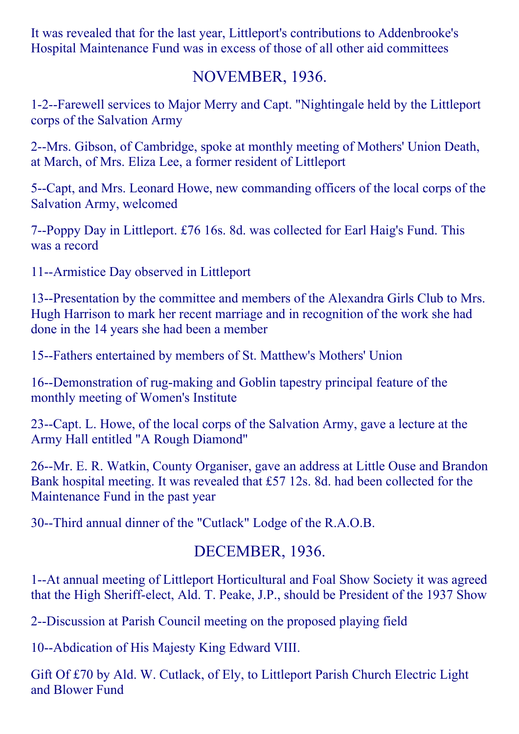It was revealed that for the last year, Littleport's contributions to Addenbrooke's Hospital Maintenance Fund was in excess of those of all other aid committees

## NOVEMBER, 1936.

1-2--Farewell services to Major Merry and Capt. "Nightingale held by the Littleport corps of the Salvation Army

2--Mrs. Gibson, of Cambridge, spoke at monthly meeting of Mothers' Union Death, at March, of Mrs. Eliza Lee, a former resident of Littleport

5--Capt, and Mrs. Leonard Howe, new commanding officers of the local corps of the Salvation Army, welcomed

7--Poppy Day in Littleport. £76 16s. 8d. was collected for Earl Haig's Fund. This was a record

11--Armistice Day observed in Littleport

13--Presentation by the committee and members of the Alexandra Girls Club to Mrs. Hugh Harrison to mark her recent marriage and in recognition of the work she had done in the 14 years she had been a member

15--Fathers entertained by members of St. Matthew's Mothers' Union

16--Demonstration of rug-making and Goblin tapestry principal feature of the monthly meeting of Women's Institute

23--Capt. L. Howe, of the local corps of the Salvation Army, gave a lecture at the Army Hall entitled "A Rough Diamond"

26--Mr. E. R. Watkin, County Organiser, gave an address at Little Ouse and Brandon Bank hospital meeting. It was revealed that £57 12s. 8d. had been collected for the Maintenance Fund in the past year

30--Third annual dinner of the "Cutlack" Lodge of the R.A.O.B.

## DECEMBER, 1936.

1--At annual meeting of Littleport Horticultural and Foal Show Society it was agreed that the High Sheriff-elect, Ald. T. Peake, J.P., should be President of the 1937 Show

2--Discussion at Parish Council meeting on the proposed playing field

10--Abdication of His Majesty King Edward VIII.

Gift Of £70 by Ald. W. Cutlack, of Ely, to Littleport Parish Church Electric Light and Blower Fund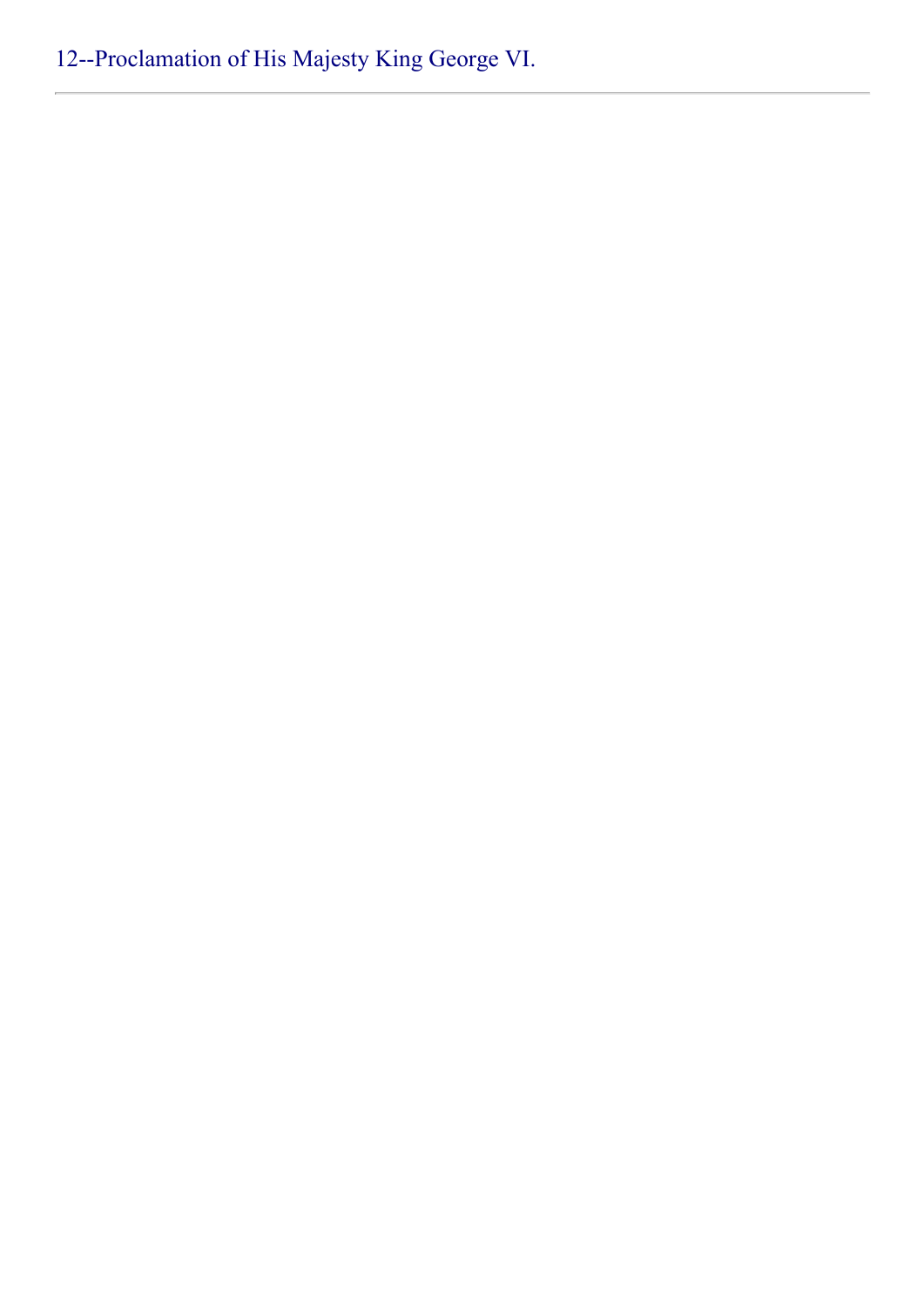12--Proclamation of His Majesty King George VI.

---